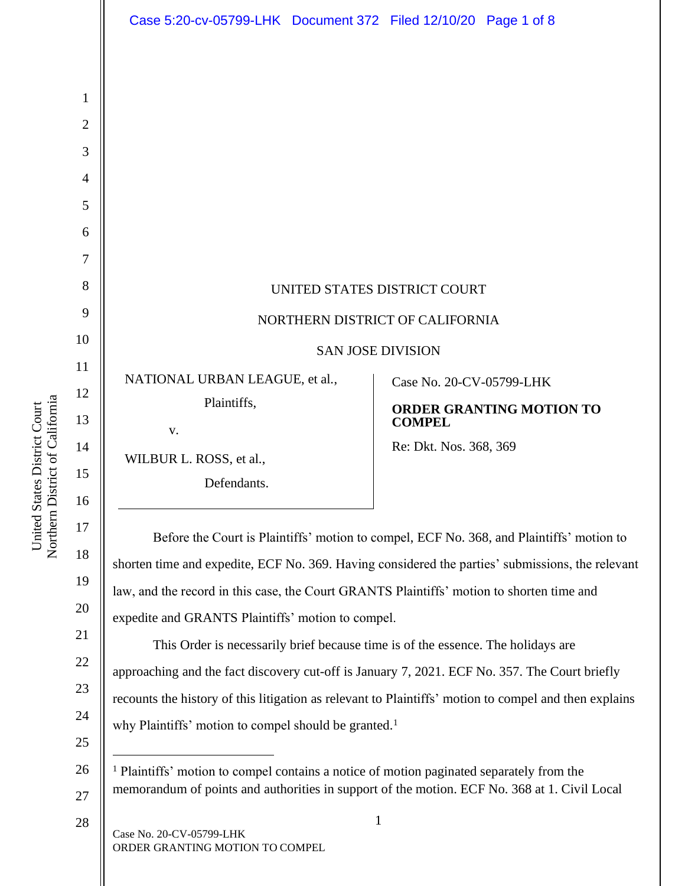UNITED STATES DISTRICT COURT

NORTHERN DISTRICT OF CALIFORNIA

SAN JOSE DIVISION

NATIONAL URBAN LEAGUE, et al.,

Plaintiffs,

v.

WILBUR L. ROSS, et al.,

Defendants.

Case No. 20-CV-05799-LHK

**ORDER GRANTING MOTION TO COMPEL**

Re: Dkt. Nos. 368, 369

Before the Court is Plaintiffs' motion to compel, ECF No. 368, and Plaintiffs' motion to shorten time and expedite, ECF No. 369. Having considered the parties' submissions, the relevant law, and the record in this case, the Court GRANTS Plaintiffs' motion to shorten time and expedite and GRANTS Plaintiffs' motion to compel.

This Order is necessarily brief because time is of the essence. The holidays are approaching and the fact discovery cut-off is January 7, 2021. ECF No. 357. The Court briefly recounts the history of this litigation as relevant to Plaintiffs' motion to compel and then explains why Plaintiffs' motion to compel should be granted.[1]

[1] Plaintiffs' motion to compel contains a notice of motion paginated separately from the memorandum of points and authorities in support of the motion. ECF No. 368 at 1. Civil Local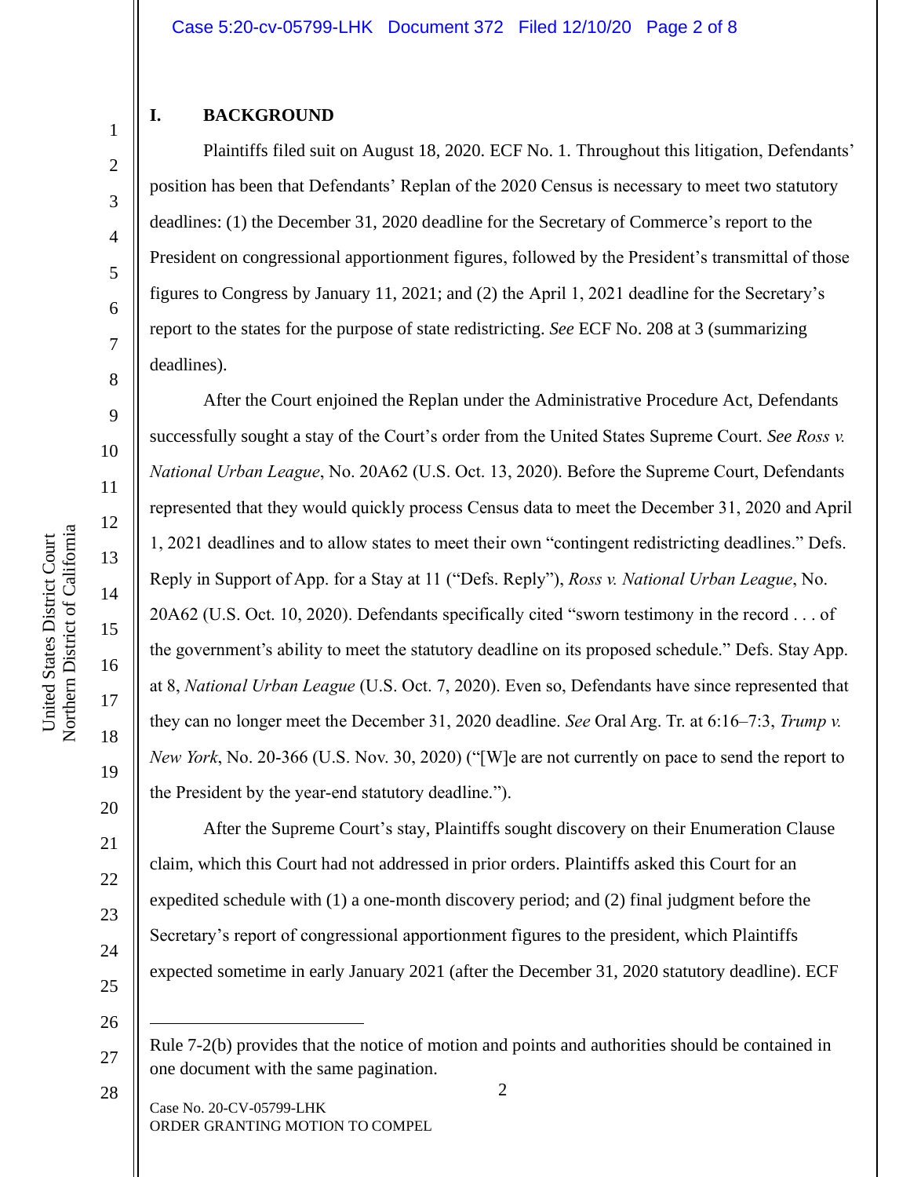## I. BACKGROUND

Plaintiffs filed suit on August 18, 2020. ECF No. 1. Throughout this litigation, Defendants' position has been that Defendants' Replan of the 2020 Census is necessary to meet two statutory deadlines: (1) the December 31, 2020 deadline for the Secretary of Commerce's report to the President on congressional apportionment figures, followed by the President's transmittal of those figures to Congress by January 11, 2021; and (2) the April 1, 2021 deadline for the Secretary's report to the states for the purpose of state redistricting. *See* ECF No. 208 at 3 (summarizing deadlines).

After the Court enjoined the Replan under the Administrative Procedure Act, Defendants successfully sought a stay of the Court's order from the United States Supreme Court. *See Ross v. National Urban League*, No. 20A62 (U.S. Oct. 13, 2020). Before the Supreme Court, Defendants represented that they would quickly process Census data to meet the December 31, 2020 and April 1, 2021 deadlines and to allow states to meet their own "contingent redistricting deadlines." Defs. Reply in Support of App. for a Stay at 11 ("Defs. Reply"), *Ross v. National Urban League*, No. 20A62 (U.S. Oct. 10, 2020). Defendants specifically cited "sworn testimony in the record . . . of the government's ability to meet the statutory deadline on its proposed schedule." Defs. Stay App. at 8, *National Urban League* (U.S. Oct. 7, 2020). Even so, Defendants have since represented that they can no longer meet the December 31, 2020 deadline. *See* Oral Arg. Tr. at 6:16–7:3, *Trump v. New York*, No. 20-366 (U.S. Nov. 30, 2020) ("[W]e are not currently on pace to send the report to the President by the year-end statutory deadline.").

After the Supreme Court's stay, Plaintiffs sought discovery on their Enumeration Clause claim, which this Court had not addressed in prior orders. Plaintiffs asked this Court for an expedited schedule with (1) a one-month discovery period; and (2) final judgment before the Secretary's report of congressional apportionment figures to the president, which Plaintiffs expected sometime in early January 2021 (after the December 31, 2020 statutory deadline). ECF

---

Rule 7-2(b) provides that the notice of motion and points and authorities should be contained in one document with the same pagination.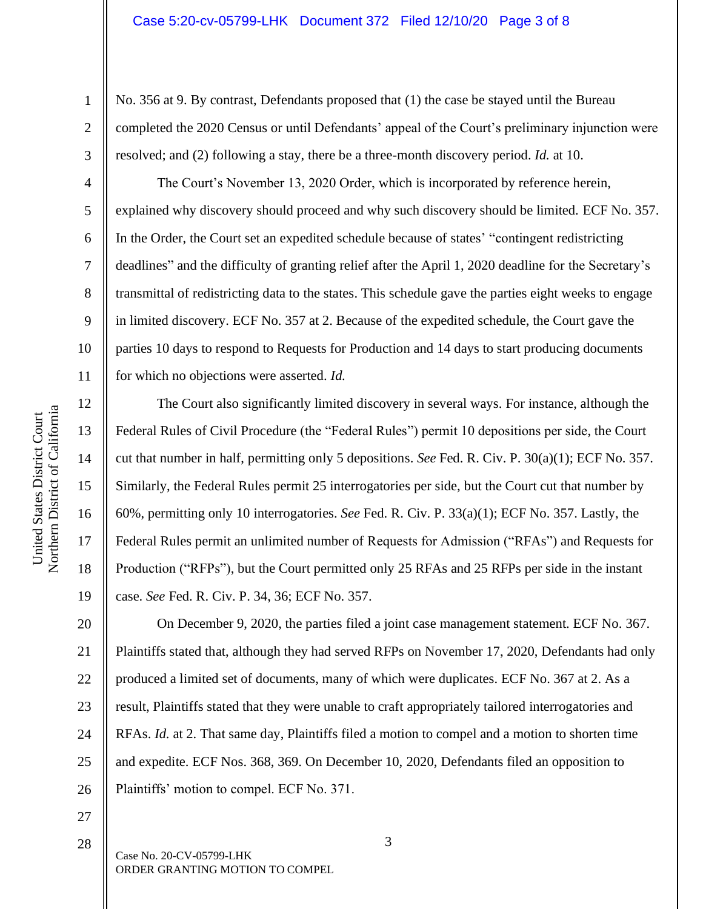No. 356 at 9. By contrast, Defendants proposed that (1) the case be stayed until the Bureau completed the 2020 Census or until Defendants' appeal of the Court's preliminary injunction were resolved; and (2) following a stay, there be a three-month discovery period. *Id.* at 10.

The Court's November 13, 2020 Order, which is incorporated by reference herein, explained why discovery should proceed and why such discovery should be limited. ECF No. 357. In the Order, the Court set an expedited schedule because of states' "contingent redistricting deadlines" and the difficulty of granting relief after the April 1, 2020 deadline for the Secretary's transmittal of redistricting data to the states. This schedule gave the parties eight weeks to engage in limited discovery. ECF No. 357 at 2. Because of the expedited schedule, the Court gave the parties 10 days to respond to Requests for Production and 14 days to start producing documents for which no objections were asserted. *Id.*

The Court also significantly limited discovery in several ways. For instance, although the Federal Rules of Civil Procedure (the "Federal Rules") permit 10 depositions per side, the Court cut that number in half, permitting only 5 depositions. *See* Fed. R. Civ. P. 30(a)(1); ECF No. 357. Similarly, the Federal Rules permit 25 interrogatories per side, but the Court cut that number by 60%, permitting only 10 interrogatories. *See* Fed. R. Civ. P. 33(a)(1); ECF No. 357. Lastly, the Federal Rules permit an unlimited number of Requests for Admission ("RFAs") and Requests for Production ("RFPs"), but the Court permitted only 25 RFAs and 25 RFPs per side in the instant case. *See* Fed. R. Civ. P. 34, 36; ECF No. 357.

On December 9, 2020, the parties filed a joint case management statement. ECF No. 367. Plaintiffs stated that, although they had served RFPs on November 17, 2020, Defendants had only produced a limited set of documents, many of which were duplicates. ECF No. 367 at 2. As a result, Plaintiffs stated that they were unable to craft appropriately tailored interrogatories and RFAs. *Id.* at 2. That same day, Plaintiffs filed a motion to compel and a motion to shorten time and expedite. ECF Nos. 368, 369. On December 10, 2020, Defendants filed an opposition to Plaintiffs' motion to compel. ECF No. 371.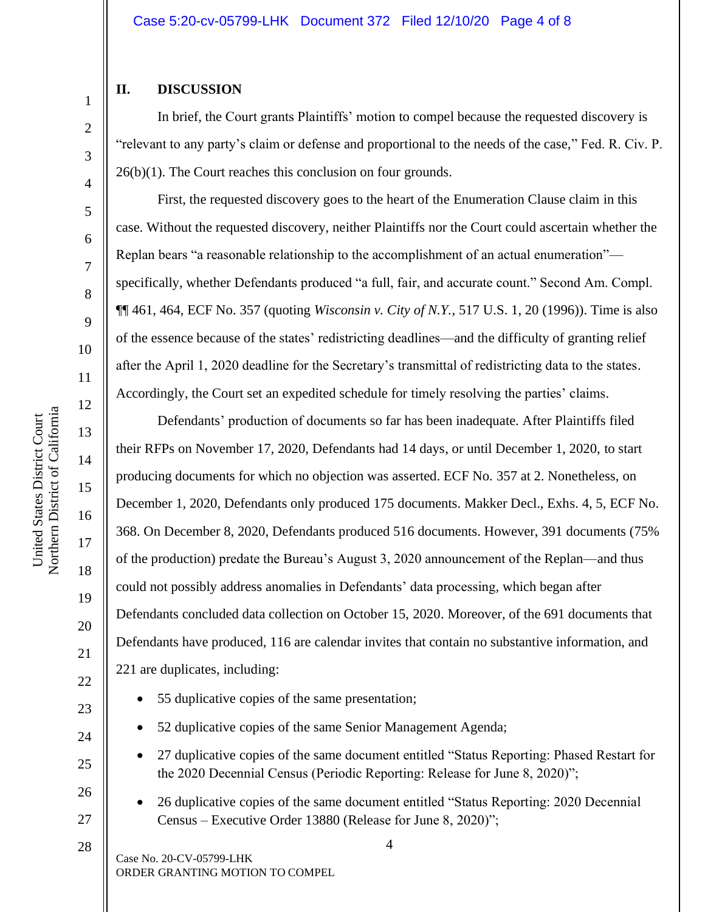## II. DISCUSSION

In brief, the Court grants Plaintiffs' motion to compel because the requested discovery is "relevant to any party's claim or defense and proportional to the needs of the case," Fed. R. Civ. P. 26(b)(1). The Court reaches this conclusion on four grounds.

First, the requested discovery goes to the heart of the Enumeration Clause claim in this case. Without the requested discovery, neither Plaintiffs nor the Court could ascertain whether the Replan bears "a reasonable relationship to the accomplishment of an actual enumeration"—specifically, whether Defendants produced "a full, fair, and accurate count." Second Am. Compl. ¶¶ 461, 464, ECF No. 357 (quoting *Wisconsin v. City of N.Y.*, 517 U.S. 1, 20 (1996)). Time is also of the essence because of the states' redistricting deadlines—and the difficulty of granting relief after the April 1, 2020 deadline for the Secretary's transmittal of redistricting data to the states. Accordingly, the Court set an expedited schedule for timely resolving the parties' claims.

Defendants' production of documents so far has been inadequate. After Plaintiffs filed their RFPs on November 17, 2020, Defendants had 14 days, or until December 1, 2020, to start producing documents for which no objection was asserted. ECF No. 357 at 2. Nonetheless, on December 1, 2020, Defendants only produced 175 documents. Makker Decl., Exhs. 4, 5, ECF No. 368. On December 8, 2020, Defendants produced 516 documents. However, 391 documents (75% of the production) predate the Bureau's August 3, 2020 announcement of the Replan—and thus could not possibly address anomalies in Defendants' data processing, which began after Defendants concluded data collection on October 15, 2020. Moreover, of the 691 documents that Defendants have produced, 116 are calendar invites that contain no substantive information, and 221 are duplicates, including:

- 55 duplicative copies of the same presentation;
- 52 duplicative copies of the same Senior Management Agenda;
- 27 duplicative copies of the same document entitled "Status Reporting: Phased Restart for the 2020 Decennial Census (Periodic Reporting: Release for June 8, 2020)";
- 26 duplicative copies of the same document entitled "Status Reporting: 2020 Decennial Census – Executive Order 13880 (Release for June 8, 2020)";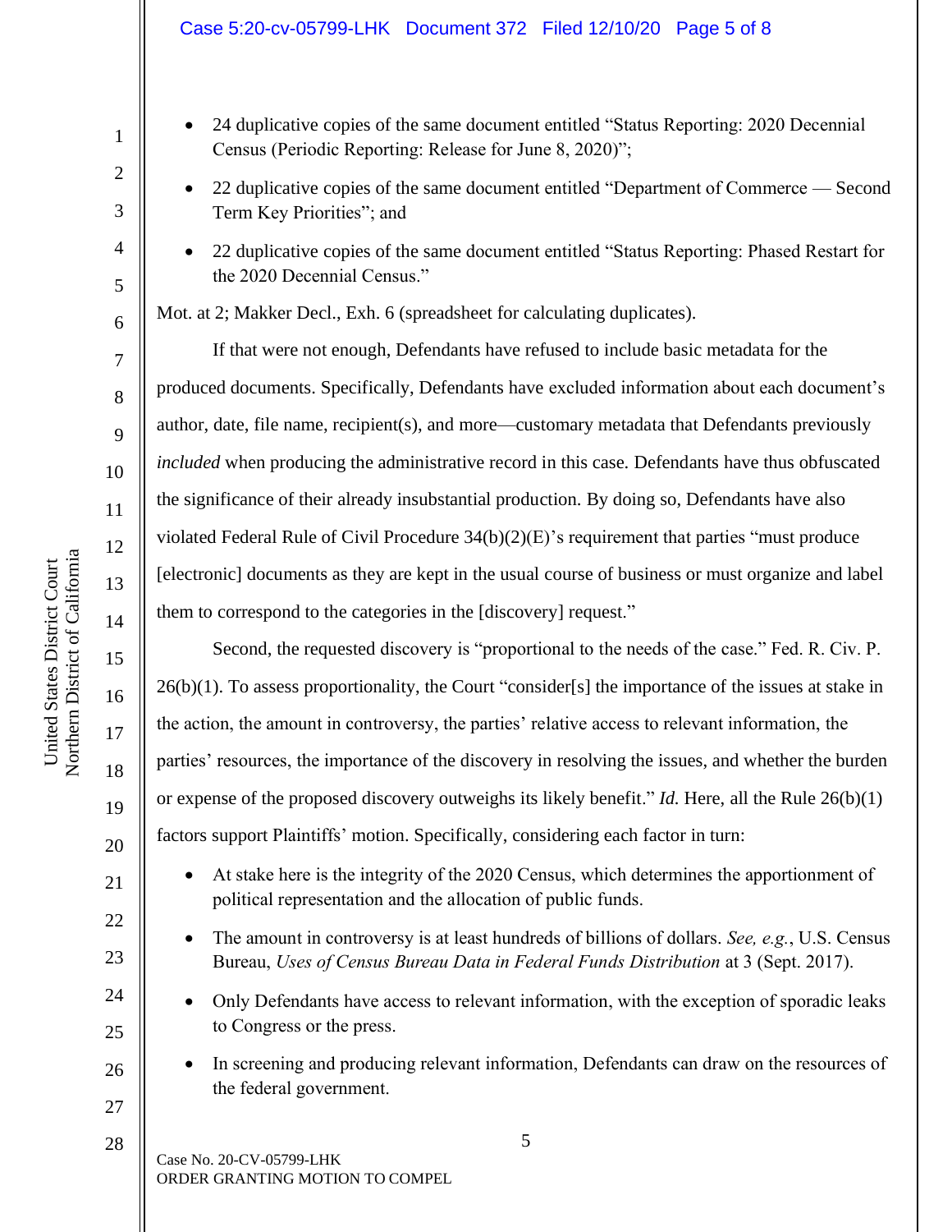- 24 duplicative copies of the same document entitled "Status Reporting: 2020 Decennial Census (Periodic Reporting: Release for June 8, 2020)";
- 22 duplicative copies of the same document entitled "Department of Commerce — Second Term Key Priorities"; and
- 22 duplicative copies of the same document entitled "Status Reporting: Phased Restart for the 2020 Decennial Census."

Mot. at 2; Makker Decl., Exh. 6 (spreadsheet for calculating duplicates).

If that were not enough, Defendants have refused to include basic metadata for the produced documents. Specifically, Defendants have excluded information about each document's author, date, file name, recipient(s), and more—customary metadata that Defendants previously *included* when producing the administrative record in this case. Defendants have thus obfuscated the significance of their already insubstantial production. By doing so, Defendants have also violated Federal Rule of Civil Procedure 34(b)(2)(E)'s requirement that parties "must produce [electronic] documents as they are kept in the usual course of business or must organize and label them to correspond to the categories in the [discovery] request."

Second, the requested discovery is "proportional to the needs of the case." Fed. R. Civ. P. 26(b)(1). To assess proportionality, the Court "consider[s] the importance of the issues at stake in the action, the amount in controversy, the parties' relative access to relevant information, the parties' resources, the importance of the discovery in resolving the issues, and whether the burden or expense of the proposed discovery outweighs its likely benefit." *Id.* Here, all the Rule 26(b)(1) factors support Plaintiffs' motion. Specifically, considering each factor in turn:

- At stake here is the integrity of the 2020 Census, which determines the apportionment of political representation and the allocation of public funds.
- The amount in controversy is at least hundreds of billions of dollars. *See, e.g.*, U.S. Census Bureau, *Uses of Census Bureau Data in Federal Funds Distribution* at 3 (Sept. 2017).
- Only Defendants have access to relevant information, with the exception of sporadic leaks to Congress or the press.
- In screening and producing relevant information, Defendants can draw on the resources of the federal government.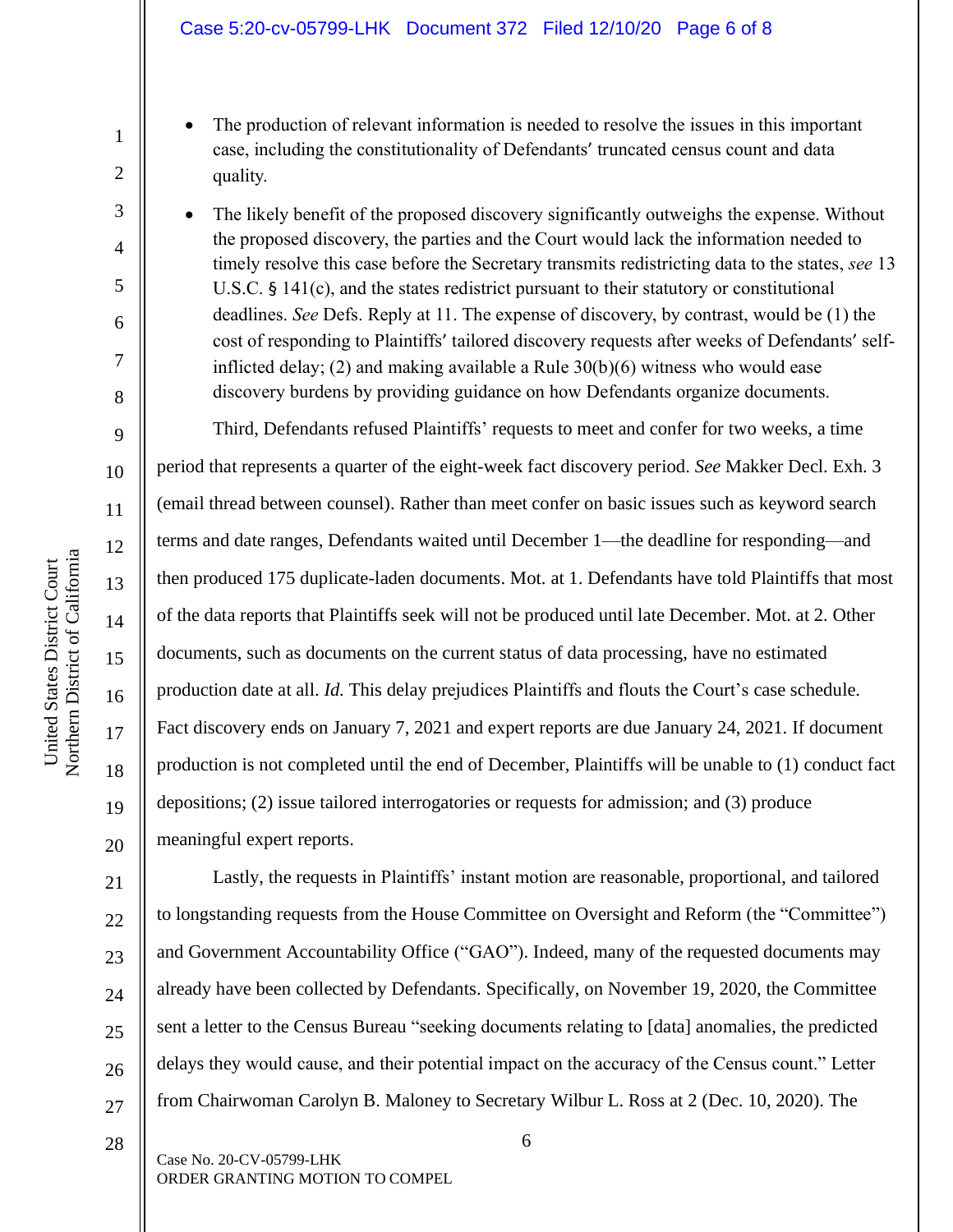- The production of relevant information is needed to resolve the issues in this important case, including the constitutionality of Defendants' truncated census count and data quality.
- The likely benefit of the proposed discovery significantly outweighs the expense. Without the proposed discovery, the parties and the Court would lack the information needed to timely resolve this case before the Secretary transmits redistricting data to the states, *see* 13 U.S.C. § 141(c), and the states redistrict pursuant to their statutory or constitutional deadlines. *See* Defs. Reply at 11. The expense of discovery, by contrast, would be (1) the cost of responding to Plaintiffs' tailored discovery requests after weeks of Defendants' self-inflicted delay; (2) and making available a Rule 30(b)(6) witness who would ease discovery burdens by providing guidance on how Defendants organize documents.

Third, Defendants refused Plaintiffs' requests to meet and confer for two weeks, a time period that represents a quarter of the eight-week fact discovery period. *See* Makker Decl. Exh. 3 (email thread between counsel). Rather than meet confer on basic issues such as keyword search terms and date ranges, Defendants waited until December 1—the deadline for responding—and then produced 175 duplicate-laden documents. Mot. at 1. Defendants have told Plaintiffs that most of the data reports that Plaintiffs seek will not be produced until late December. Mot. at 2. Other documents, such as documents on the current status of data processing, have no estimated production date at all. *Id.* This delay prejudices Plaintiffs and flouts the Court's case schedule. Fact discovery ends on January 7, 2021 and expert reports are due January 24, 2021. If document production is not completed until the end of December, Plaintiffs will be unable to (1) conduct fact depositions; (2) issue tailored interrogatories or requests for admission; and (3) produce meaningful expert reports.

Lastly, the requests in Plaintiffs' instant motion are reasonable, proportional, and tailored to longstanding requests from the House Committee on Oversight and Reform (the "Committee") and Government Accountability Office ("GAO"). Indeed, many of the requested documents may already have been collected by Defendants. Specifically, on November 19, 2020, the Committee sent a letter to the Census Bureau "seeking documents relating to [data] anomalies, the predicted delays they would cause, and their potential impact on the accuracy of the Census count." Letter from Chairwoman Carolyn B. Maloney to Secretary Wilbur L. Ross at 2 (Dec. 10, 2020). The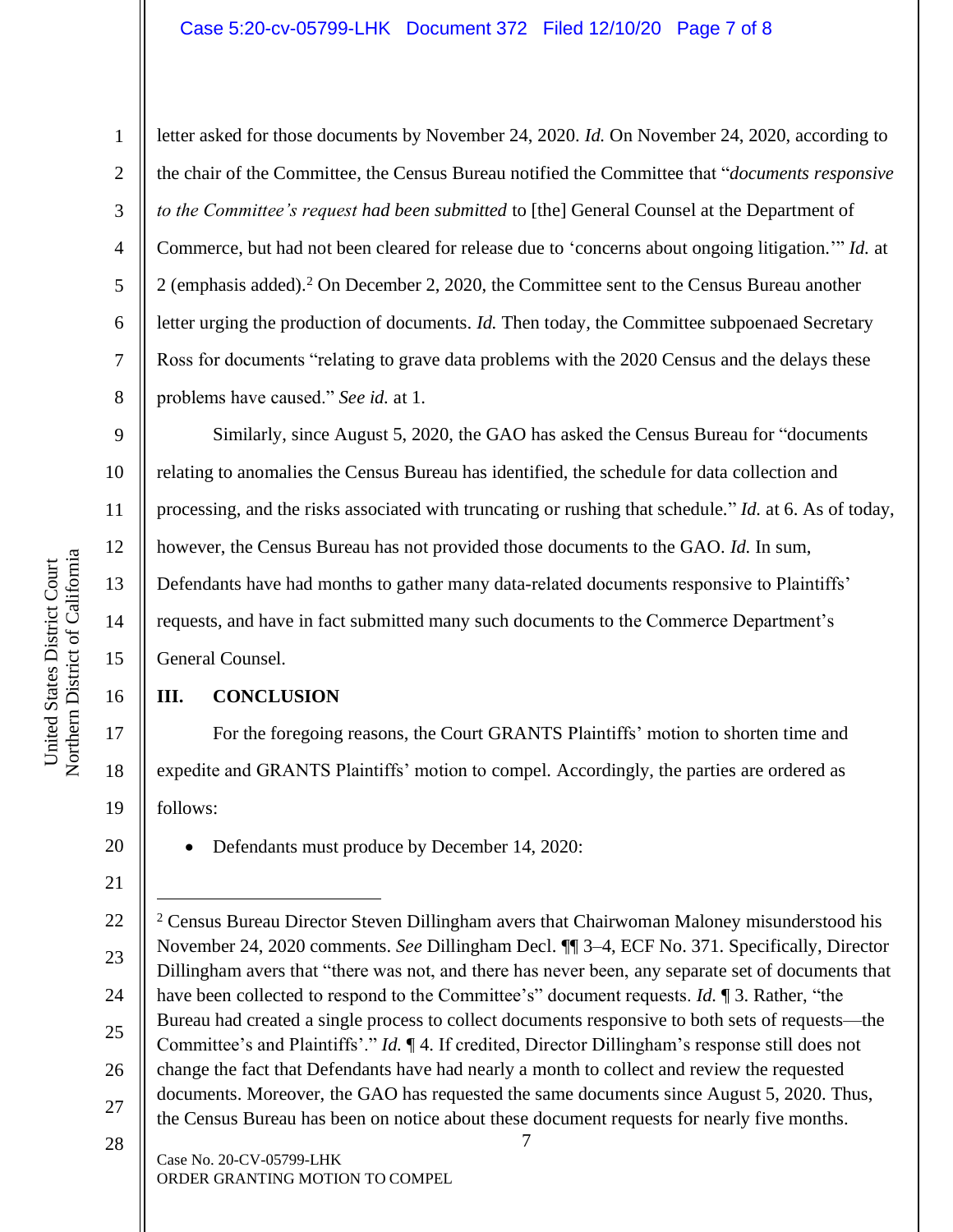letter asked for those documents by November 24, 2020. *Id.* On November 24, 2020, according to the chair of the Committee, the Census Bureau notified the Committee that "*documents responsive to the Committee's request had been submitted* to [the] General Counsel at the Department of Commerce, but had not been cleared for release due to 'concerns about ongoing litigation.'" *Id.* at 2 (emphasis added).[2] On December 2, 2020, the Committee sent to the Census Bureau another letter urging the production of documents. *Id.* Then today, the Committee subpoenaed Secretary Ross for documents "relating to grave data problems with the 2020 Census and the delays these problems have caused." *See id.* at 1.

Similarly, since August 5, 2020, the GAO has asked the Census Bureau for "documents relating to anomalies the Census Bureau has identified, the schedule for data collection and processing, and the risks associated with truncating or rushing that schedule." *Id.* at 6. As of today, however, the Census Bureau has not provided those documents to the GAO. *Id.* In sum, Defendants have had months to gather many data-related documents responsive to Plaintiffs' requests, and have in fact submitted many such documents to the Commerce Department's General Counsel.

## III. CONCLUSION

For the foregoing reasons, the Court GRANTS Plaintiffs' motion to shorten time and expedite and GRANTS Plaintiffs' motion to compel. Accordingly, the parties are ordered as follows:

- Defendants must produce by December 14, 2020:

---

[2] Census Bureau Director Steven Dillingham avers that Chairwoman Maloney misunderstood his November 24, 2020 comments. *See* Dillingham Decl. ¶¶ 3–4, ECF No. 371. Specifically, Director Dillingham avers that "there was not, and there has never been, any separate set of documents that have been collected to respond to the Committee's" document requests. *Id.* ¶ 3. Rather, "the Bureau had created a single process to collect documents responsive to both sets of requests—the Committee's and Plaintiffs'." *Id.* ¶ 4. If credited, Director Dillingham's response still does not change the fact that Defendants have had nearly a month to collect and review the requested documents. Moreover, the GAO has requested the same documents since August 5, 2020. Thus, the Census Bureau has been on notice about these document requests for nearly five months.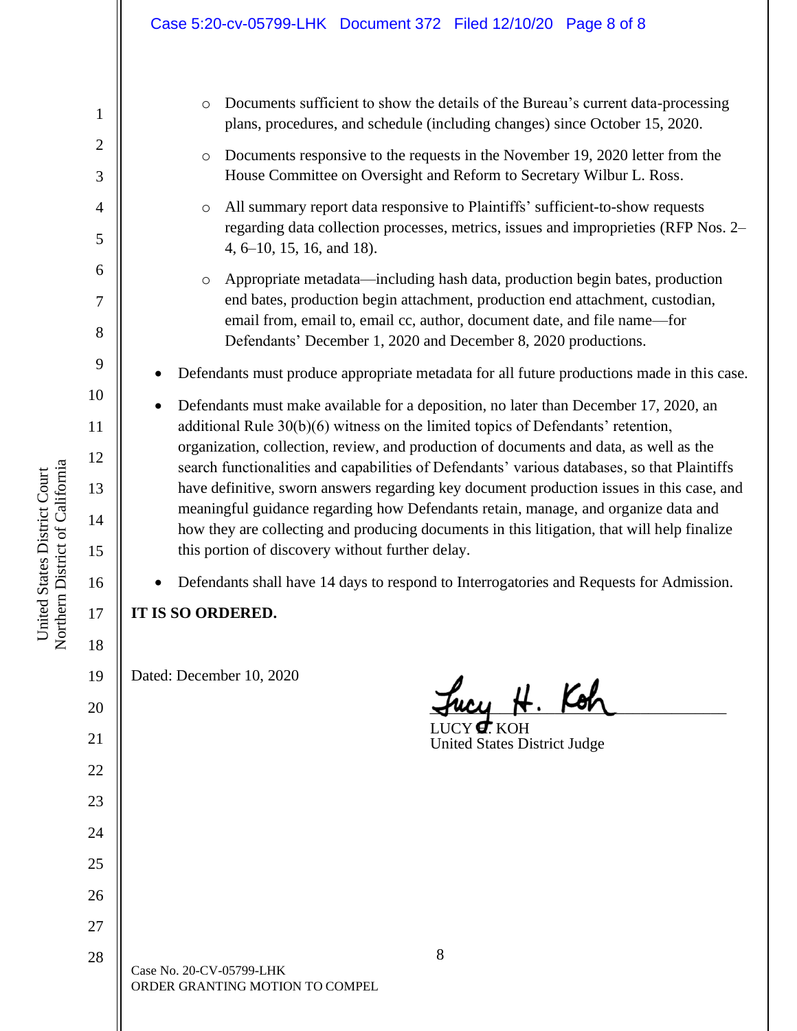- Documents sufficient to show the details of the Bureau's current data-processing plans, procedures, and schedule (including changes) since October 15, 2020.
  - Documents responsive to the requests in the November 19, 2020 letter from the House Committee on Oversight and Reform to Secretary Wilbur L. Ross.
  - All summary report data responsive to Plaintiffs' sufficient-to-show requests regarding data collection processes, metrics, issues and improprieties (RFP Nos. 2–4, 6–10, 15, 16, and 18).
  - Appropriate metadata—including hash data, production begin bates, production end bates, production begin attachment, production end attachment, custodian, email from, email to, email cc, author, document date, and file name—for Defendants' December 1, 2020 and December 8, 2020 productions.

- Defendants must produce appropriate metadata for all future productions made in this case.
- Defendants must make available for a deposition, no later than December 17, 2020, an additional Rule 30(b)(6) witness on the limited topics of Defendants' retention, organization, collection, review, and production of documents and data, as well as the search functionalities and capabilities of Defendants' various databases, so that Plaintiffs have definitive, sworn answers regarding key document production issues in this case, and meaningful guidance regarding how Defendants retain, manage, and organize data and how they are collecting and producing documents in this litigation, that will help finalize this portion of discovery without further delay.
- Defendants shall have 14 days to respond to Interrogatories and Requests for Admission.

**IT IS SO ORDERED.**

Dated: December 10, 2020

LUCY H. KOH
United States District Judge